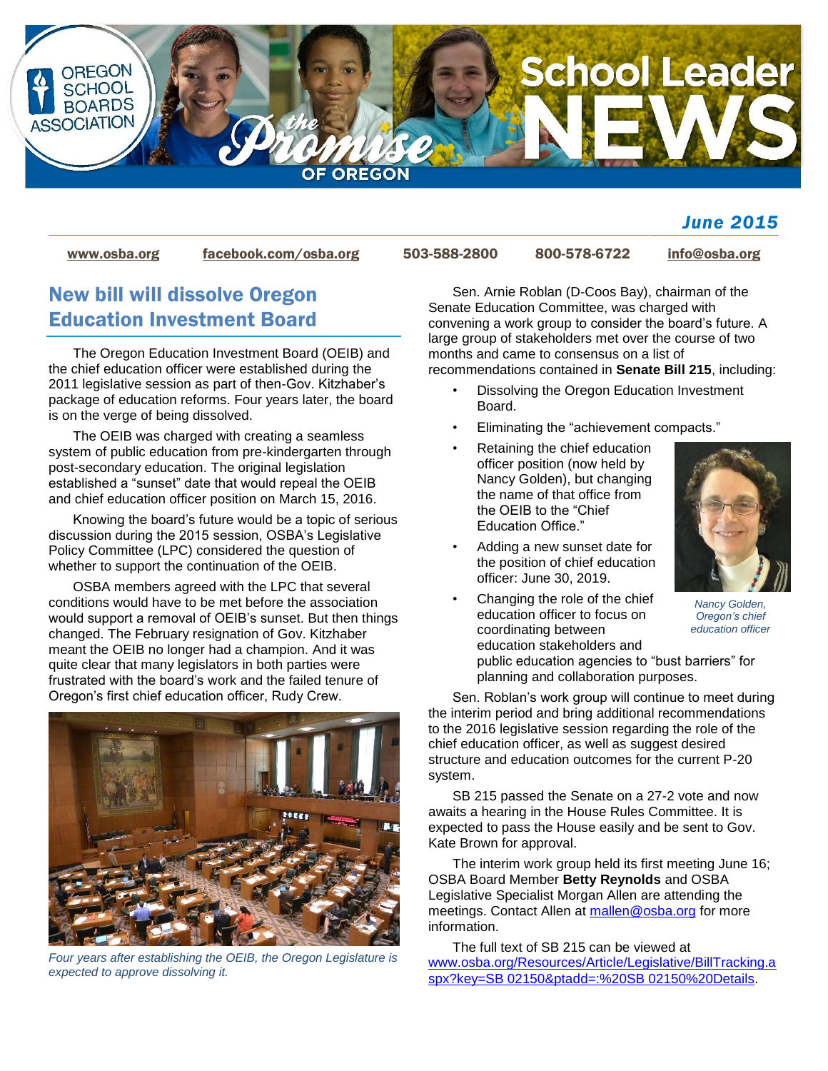# School Leader NEWS

**June 2015**

www.osba.org | facebook.com/osba.org | 503-588-2800 | 800-578-6722 | info@osba.org

## New bill will dissolve Oregon Education Investment Board

The Oregon Education Investment Board (OEIB) and the chief education officer were established during the 2011 legislative session as part of then-Gov. Kitzhaber's package of education reforms. Four years later, the board is on the verge of being dissolved.

The OEIB was charged with creating a seamless system of public education from pre-kindergarten through post-secondary education. The original legislation established a "sunset" date that would repeal the OEIB and chief education officer position on March 15, 2016.

Knowing the board's future would be a topic of serious discussion during the 2015 session, OSBA's Legislative Policy Committee (LPC) considered the question of whether to support the continuation of the OEIB.

OSBA members agreed with the LPC that several conditions would have to be met before the association would support a removal of OEIB's sunset. But then things changed. The February resignation of Gov. Kitzhaber meant the OEIB no longer had a champion. And it was quite clear that many legislators in both parties were frustrated with the board's work and the failed tenure of Oregon's first chief education officer, Rudy Crew.

*Four years after establishing the OEIB, the Oregon Legislature is expected to approve dissolving it.*

Sen. Arnie Roblan (D-Coos Bay), chairman of the Senate Education Committee, was charged with convening a work group to consider the board's future. A large group of stakeholders met over the course of two months and came to consensus on a list of recommendations contained in **Senate Bill 215**, including:

- Dissolving the Oregon Education Investment Board.
- Eliminating the "achievement compacts."
- Retaining the chief education officer position (now held by Nancy Golden), but changing the name of that office from the OEIB to the "Chief Education Office."
- Adding a new sunset date for the position of chief education officer: June 30, 2019.
- Changing the role of the chief education officer to focus on coordinating between education stakeholders and public education agencies to "bust barriers" for planning and collaboration purposes.

*Nancy Golden, Oregon's chief education officer*

Sen. Roblan's work group will continue to meet during the interim period and bring additional recommendations to the 2016 legislative session regarding the role of the chief education officer, as well as suggest desired structure and education outcomes for the current P-20 system.

SB 215 passed the Senate on a 27-2 vote and now awaits a hearing in the House Rules Committee. It is expected to pass the House easily and be sent to Gov. Kate Brown for approval.

The interim work group held its first meeting June 16; OSBA Board Member **Betty Reynolds** and OSBA Legislative Specialist Morgan Allen are attending the meetings. Contact Allen at mallen@osba.org for more information.

The full text of SB 215 can be viewed at www.osba.org/Resources/Article/Legislative/BillTracking.aspx?key=SB 02150&ptadd=:%20SB 02150%20Details.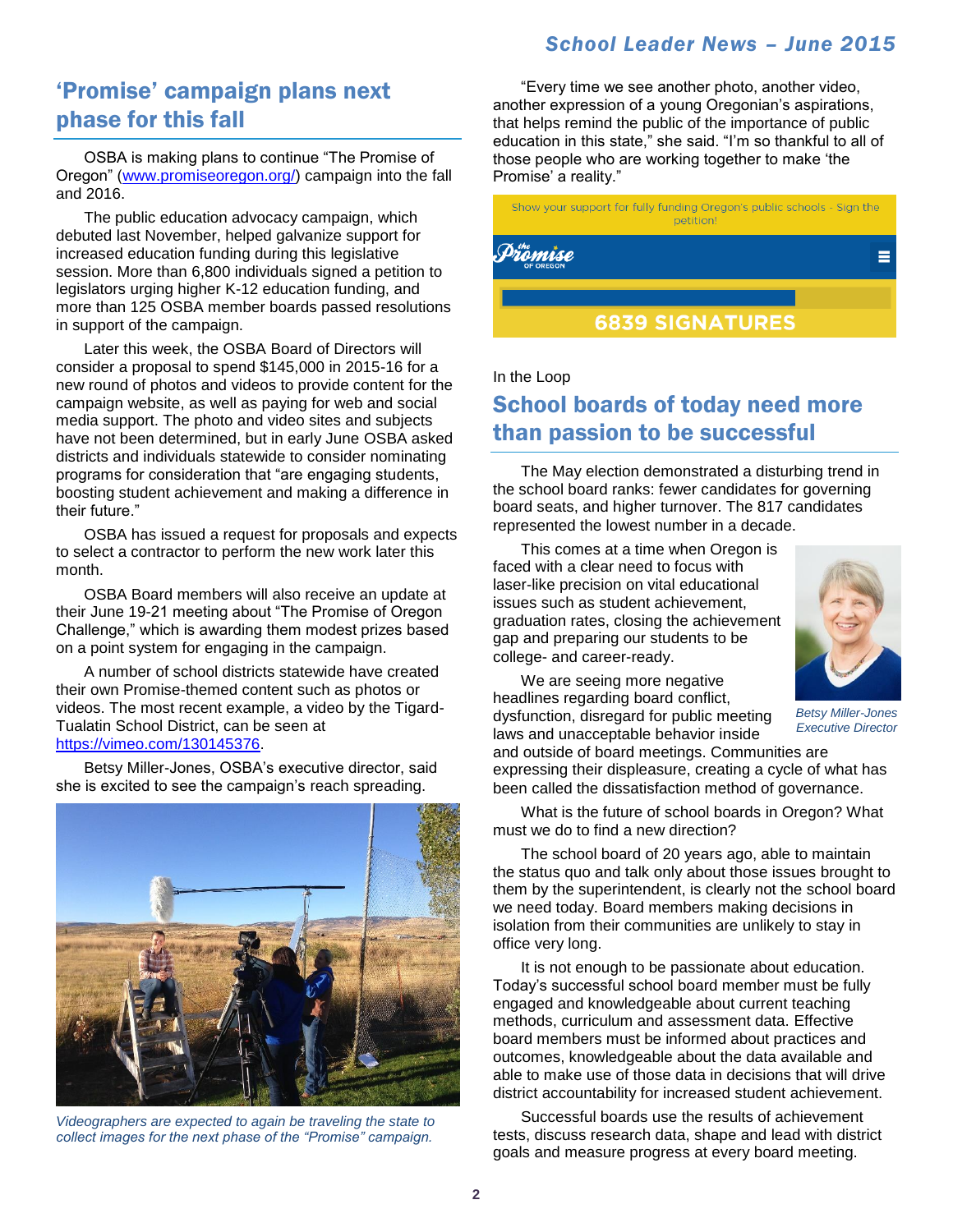## 'Promise' campaign plans next phase for this fall

OSBA is making plans to continue "The Promise of Oregon" (www.promiseoregon.org/) campaign into the fall and 2016.

The public education advocacy campaign, which debuted last November, helped galvanize support for increased education funding during this legislative session. More than 6,800 individuals signed a petition to legislators urging higher K-12 education funding, and more than 125 OSBA member boards passed resolutions in support of the campaign.

Later this week, the OSBA Board of Directors will consider a proposal to spend $145,000 in 2015-16 for a new round of photos and videos to provide content for the campaign website, as well as paying for web and social media support. The photo and video sites and subjects have not been determined, but in early June OSBA asked districts and individuals statewide to consider nominating programs for consideration that "are engaging students, boosting student achievement and making a difference in their future."

OSBA has issued a request for proposals and expects to select a contractor to perform the new work later this month.

OSBA Board members will also receive an update at their June 19-21 meeting about "The Promise of Oregon Challenge," which is awarding them modest prizes based on a point system for engaging in the campaign.

A number of school districts statewide have created their own Promise-themed content such as photos or videos. The most recent example, a video by the Tigard-Tualatin School District, can be seen at https://vimeo.com/130145376.

Betsy Miller-Jones, OSBA's executive director, said she is excited to see the campaign's reach spreading.

*Videographers are expected to again be traveling the state to collect images for the next phase of the "Promise" campaign.*

"Every time we see another photo, another video, another expression of a young Oregonian's aspirations, that helps remind the public of the importance of public education in this state," she said. "I'm so thankful to all of those people who are working together to make 'the Promise' a reality."

Show your support for fully funding Oregon's public schools - Sign the petition!

the Promise OF OREGON

6839 SIGNATURES

In the Loop

## School boards of today need more than passion to be successful

The May election demonstrated a disturbing trend in the school board ranks: fewer candidates for governing board seats, and higher turnover. The 817 candidates represented the lowest number in a decade.

This comes at a time when Oregon is faced with a clear need to focus with laser-like precision on vital educational issues such as student achievement, graduation rates, closing the achievement gap and preparing our students to be college- and career-ready.

*Betsy Miller-Jones Executive Director*

We are seeing more negative headlines regarding board conflict, dysfunction, disregard for public meeting laws and unacceptable behavior inside and outside of board meetings. Communities are expressing their displeasure, creating a cycle of what has been called the dissatisfaction method of governance.

What is the future of school boards in Oregon? What must we do to find a new direction?

The school board of 20 years ago, able to maintain the status quo and talk only about those issues brought to them by the superintendent, is clearly not the school board we need today. Board members making decisions in isolation from their communities are unlikely to stay in office very long.

It is not enough to be passionate about education. Today's successful school board member must be fully engaged and knowledgeable about current teaching methods, curriculum and assessment data. Effective board members must be informed about practices and outcomes, knowledgeable about the data available and able to make use of those data in decisions that will drive district accountability for increased student achievement.

Successful boards use the results of achievement tests, discuss research data, shape and lead with district goals and measure progress at every board meeting.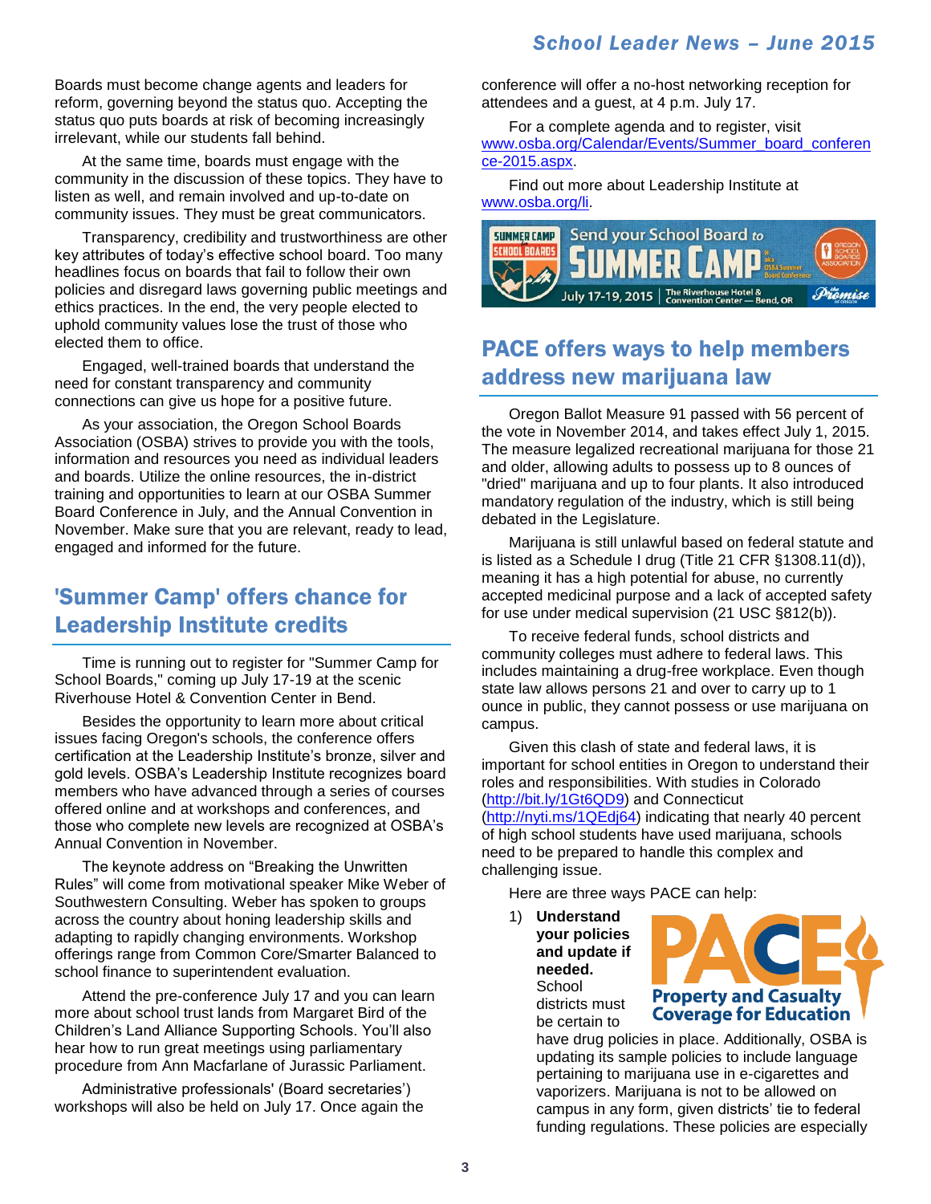Boards must become change agents and leaders for reform, governing beyond the status quo. Accepting the status quo puts boards at risk of becoming increasingly irrelevant, while our students fall behind.

At the same time, boards must engage with the community in the discussion of these topics. They have to listen as well, and remain involved and up-to-date on community issues. They must be great communicators.

Transparency, credibility and trustworthiness are other key attributes of today's effective school board. Too many headlines focus on boards that fail to follow their own policies and disregard laws governing public meetings and ethics practices. In the end, the very people elected to uphold community values lose the trust of those who elected them to office.

Engaged, well-trained boards that understand the need for constant transparency and community connections can give us hope for a positive future.

As your association, the Oregon School Boards Association (OSBA) strives to provide you with the tools, information and resources you need as individual leaders and boards. Utilize the online resources, the in-district training and opportunities to learn at our OSBA Summer Board Conference in July, and the Annual Convention in November. Make sure that you are relevant, ready to lead, engaged and informed for the future.

## 'Summer Camp' offers chance for Leadership Institute credits

Time is running out to register for "Summer Camp for School Boards," coming up July 17-19 at the scenic Riverhouse Hotel & Convention Center in Bend.

Besides the opportunity to learn more about critical issues facing Oregon's schools, the conference offers certification at the Leadership Institute's bronze, silver and gold levels. OSBA's Leadership Institute recognizes board members who have advanced through a series of courses offered online and at workshops and conferences, and those who complete new levels are recognized at OSBA's Annual Convention in November.

The keynote address on "Breaking the Unwritten Rules" will come from motivational speaker Mike Weber of Southwestern Consulting. Weber has spoken to groups across the country about honing leadership skills and adapting to rapidly changing environments. Workshop offerings range from Common Core/Smarter Balanced to school finance to superintendent evaluation.

Attend the pre-conference July 17 and you can learn more about school trust lands from Margaret Bird of the Children's Land Alliance Supporting Schools. You'll also hear how to run great meetings using parliamentary procedure from Ann Macfarlane of Jurassic Parliament.

Administrative professionals' (Board secretaries') workshops will also be held on July 17. Once again the conference will offer a no-host networking reception for attendees and a guest, at 4 p.m. July 17.

For a complete agenda and to register, visit www.osba.org/Calendar/Events/Summer_board_conference-2015.aspx.

Find out more about Leadership Institute at www.osba.org/li.

SUMMER CAMP for SCHOOL BOARDS — Send your School Board to SUMMER CAMP aka OSBA Summer Board Conference — July 17-19, 2015 | The Riverhouse Hotel & Convention Center — Bend, OR

## PACE offers ways to help members address new marijuana law

Oregon Ballot Measure 91 passed with 56 percent of the vote in November 2014, and takes effect July 1, 2015. The measure legalized recreational marijuana for those 21 and older, allowing adults to possess up to 8 ounces of "dried" marijuana and up to four plants. It also introduced mandatory regulation of the industry, which is still being debated in the Legislature.

Marijuana is still unlawful based on federal statute and is listed as a Schedule I drug (Title 21 CFR §1308.11(d)), meaning it has a high potential for abuse, no currently accepted medicinal purpose and a lack of accepted safety for use under medical supervision (21 USC §812(b)).

To receive federal funds, school districts and community colleges must adhere to federal laws. This includes maintaining a drug-free workplace. Even though state law allows persons 21 and over to carry up to 1 ounce in public, they cannot possess or use marijuana on campus.

Given this clash of state and federal laws, it is important for school entities in Oregon to understand their roles and responsibilities. With studies in Colorado (http://bit.ly/1Gt6QD9) and Connecticut (http://nyti.ms/1QEdj64) indicating that nearly 40 percent of high school students have used marijuana, schools need to be prepared to handle this complex and challenging issue.

Here are three ways PACE can help:

PACE — Property and Casualty Coverage for Education

1) **Understand your policies and update if needed.** School districts must be certain to have drug policies in place. Additionally, OSBA is updating its sample policies to include language pertaining to marijuana use in e-cigarettes and vaporizers. Marijuana is not to be allowed on campus in any form, given districts' tie to federal funding regulations. These policies are especially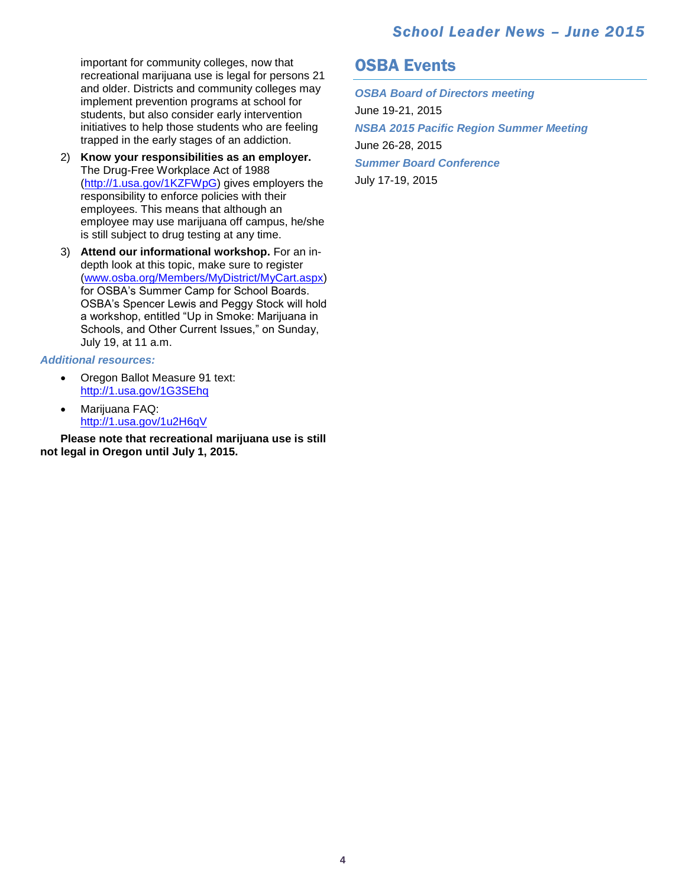important for community colleges, now that recreational marijuana use is legal for persons 21 and older. Districts and community colleges may implement prevention programs at school for students, but also consider early intervention initiatives to help those students who are feeling trapped in the early stages of an addiction.

2) **Know your responsibilities as an employer.** The Drug-Free Workplace Act of 1988 (http://1.usa.gov/1KZFWpG) gives employers the responsibility to enforce policies with their employees. This means that although an employee may use marijuana off campus, he/she is still subject to drug testing at any time.

3) **Attend our informational workshop.** For an in-depth look at this topic, make sure to register (www.osba.org/Members/MyDistrict/MyCart.aspx) for OSBA's Summer Camp for School Boards. OSBA's Spencer Lewis and Peggy Stock will hold a workshop, entitled "Up in Smoke: Marijuana in Schools, and Other Current Issues," on Sunday, July 19, at 11 a.m.

***Additional resources:***

- Oregon Ballot Measure 91 text: http://1.usa.gov/1G3SEhq
- Marijuana FAQ: http://1.usa.gov/1u2H6qV

**Please note that recreational marijuana use is still not legal in Oregon until July 1, 2015.**

## OSBA Events

***OSBA Board of Directors meeting***

June 19-21, 2015

***NSBA 2015 Pacific Region Summer Meeting***

June 26-28, 2015

***Summer Board Conference***

July 17-19, 2015